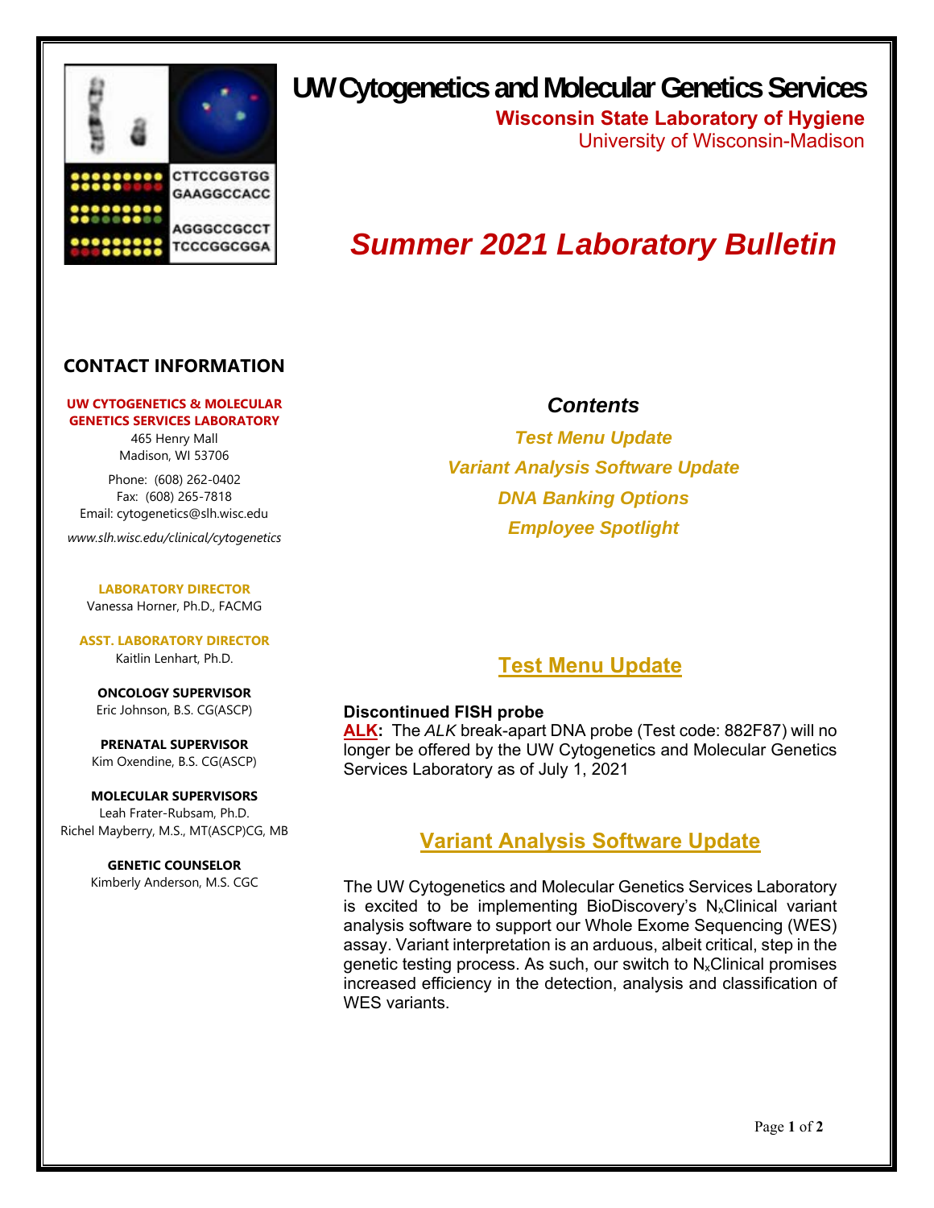# UW Cytogenetics and Molecular Genetics Services

**Wisconsin State Laboratory of Hygiene**
University of Wisconsin-Madison

# *Summer 2021 Laboratory Bulletin*

## CONTACT INFORMATION

**UW CYTOGENETICS & MOLECULAR GENETICS SERVICES LABORATORY**
465 Henry Mall
Madison, WI 53706

Phone: (608) 262-0402
Fax: (608) 265-7818
Email: cytogenetics@slh.wisc.edu

*www.slh.wisc.edu/clinical/cytogenetics*

**LABORATORY DIRECTOR**
Vanessa Horner, Ph.D., FACMG

**ASST. LABORATORY DIRECTOR**
Kaitlin Lenhart, Ph.D.

**ONCOLOGY SUPERVISOR**
Eric Johnson, B.S. CG(ASCP)

**PRENATAL SUPERVISOR**
Kim Oxendine, B.S. CG(ASCP)

**MOLECULAR SUPERVISORS**
Leah Frater-Rubsam, Ph.D.
Richel Mayberry, M.S., MT(ASCP)CG, MB

**GENETIC COUNSELOR**
Kimberly Anderson, M.S. CGC

### *Contents*

*Test Menu Update*
*Variant Analysis Software Update*
*DNA Banking Options*
*Employee Spotlight*

## Test Menu Update

**Discontinued FISH probe**

**ALK:** The *ALK* break-apart DNA probe (Test code: 882F87) will no longer be offered by the UW Cytogenetics and Molecular Genetics Services Laboratory as of July 1, 2021

## Variant Analysis Software Update

The UW Cytogenetics and Molecular Genetics Services Laboratory is excited to be implementing BioDiscovery's $N_x$Clinical variant analysis software to support our Whole Exome Sequencing (WES) assay. Variant interpretation is an arduous, albeit critical, step in the genetic testing process. As such, our switch to $N_x$Clinical promises increased efficiency in the detection, analysis and classification of WES variants.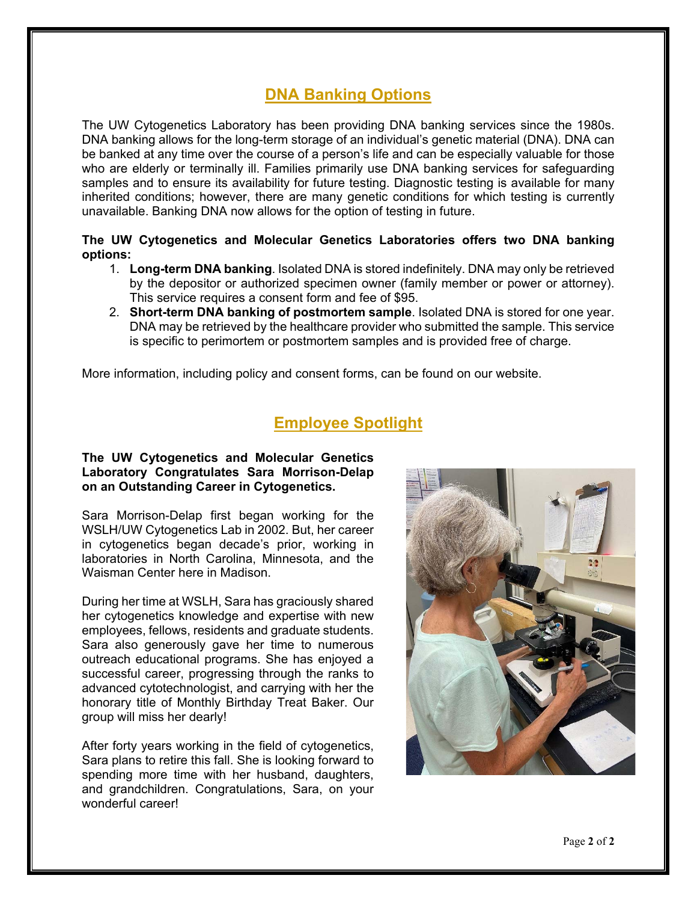## DNA Banking Options

The UW Cytogenetics Laboratory has been providing DNA banking services since the 1980s. DNA banking allows for the long-term storage of an individual's genetic material (DNA). DNA can be banked at any time over the course of a person's life and can be especially valuable for those who are elderly or terminally ill. Families primarily use DNA banking services for safeguarding samples and to ensure its availability for future testing. Diagnostic testing is available for many inherited conditions; however, there are many genetic conditions for which testing is currently unavailable. Banking DNA now allows for the option of testing in future.

**The UW Cytogenetics and Molecular Genetics Laboratories offers two DNA banking options:**

1. **Long-term DNA banking**. Isolated DNA is stored indefinitely. DNA may only be retrieved by the depositor or authorized specimen owner (family member or power or attorney). This service requires a consent form and fee of $95.
2. **Short-term DNA banking of postmortem sample**. Isolated DNA is stored for one year. DNA may be retrieved by the healthcare provider who submitted the sample. This service is specific to perimortem or postmortem samples and is provided free of charge.

More information, including policy and consent forms, can be found on our website.

## Employee Spotlight

**The UW Cytogenetics and Molecular Genetics Laboratory Congratulates Sara Morrison-Delap on an Outstanding Career in Cytogenetics.**

Sara Morrison-Delap first began working for the WSLH/UW Cytogenetics Lab in 2002. But, her career in cytogenetics began decade's prior, working in laboratories in North Carolina, Minnesota, and the Waisman Center here in Madison.

During her time at WSLH, Sara has graciously shared her cytogenetics knowledge and expertise with new employees, fellows, residents and graduate students. Sara also generously gave her time to numerous outreach educational programs. She has enjoyed a successful career, progressing through the ranks to advanced cytotechnologist, and carrying with her the honorary title of Monthly Birthday Treat Baker. Our group will miss her dearly!

After forty years working in the field of cytogenetics, Sara plans to retire this fall. She is looking forward to spending more time with her husband, daughters, and grandchildren. Congratulations, Sara, on your wonderful career!